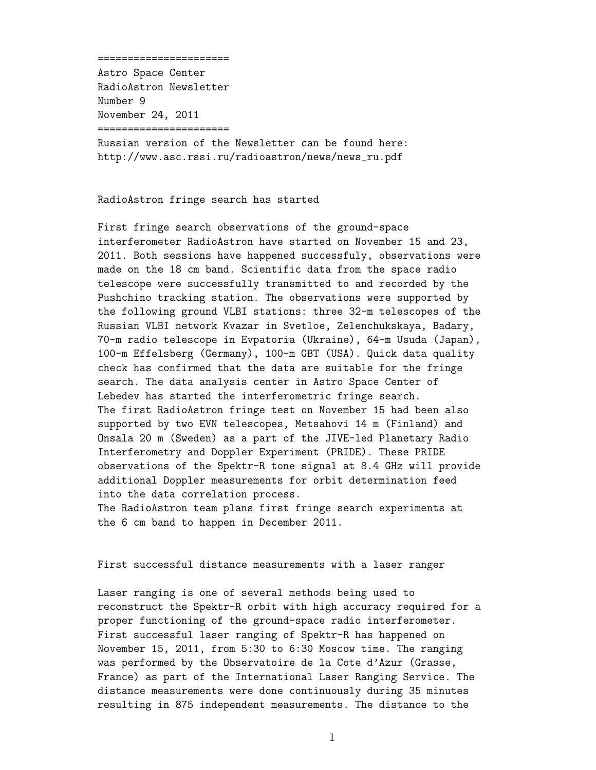======================

Astro Space Center
RadioAstron Newsletter
Number 9
November 24, 2011

======================

Russian version of the Newsletter can be found here:
http://www.asc.rssi.ru/radioastron/news/news_ru.pdf

## RadioAstron fringe search has started

First fringe search observations of the ground-space interferometer RadioAstron have started on November 15 and 23, 2011. Both sessions have happened successfuly, observations were made on the 18 cm band. Scientific data from the space radio telescope were successfully transmitted to and recorded by the Pushchino tracking station. The observations were supported by the following ground VLBI stations: three 32-m telescopes of the Russian VLBI network Kvazar in Svetloe, Zelenchukskaya, Badary, 70-m radio telescope in Evpatoria (Ukraine), 64-m Usuda (Japan), 100-m Effelsberg (Germany), 100-m GBT (USA). Quick data quality check has confirmed that the data are suitable for the fringe search. The data analysis center in Astro Space Center of Lebedev has started the interferometric fringe search.
The first RadioAstron fringe test on November 15 had been also supported by two EVN telescopes, Metsahovi 14 m (Finland) and Onsala 20 m (Sweden) as a part of the JIVE-led Planetary Radio Interferometry and Doppler Experiment (PRIDE). These PRIDE observations of the Spektr-R tone signal at 8.4 GHz will provide additional Doppler measurements for orbit determination feed into the data correlation process.
The RadioAstron team plans first fringe search experiments at the 6 cm band to happen in December 2011.

## First successful distance measurements with a laser ranger

Laser ranging is one of several methods being used to reconstruct the Spektr-R orbit with high accuracy required for a proper functioning of the ground-space radio interferometer. First successful laser ranging of Spektr-R has happened on November 15, 2011, from 5:30 to 6:30 Moscow time. The ranging was performed by the Observatoire de la Cote d'Azur (Grasse, France) as part of the International Laser Ranging Service. The distance measurements were done continuously during 35 minutes resulting in 875 independent measurements. The distance to the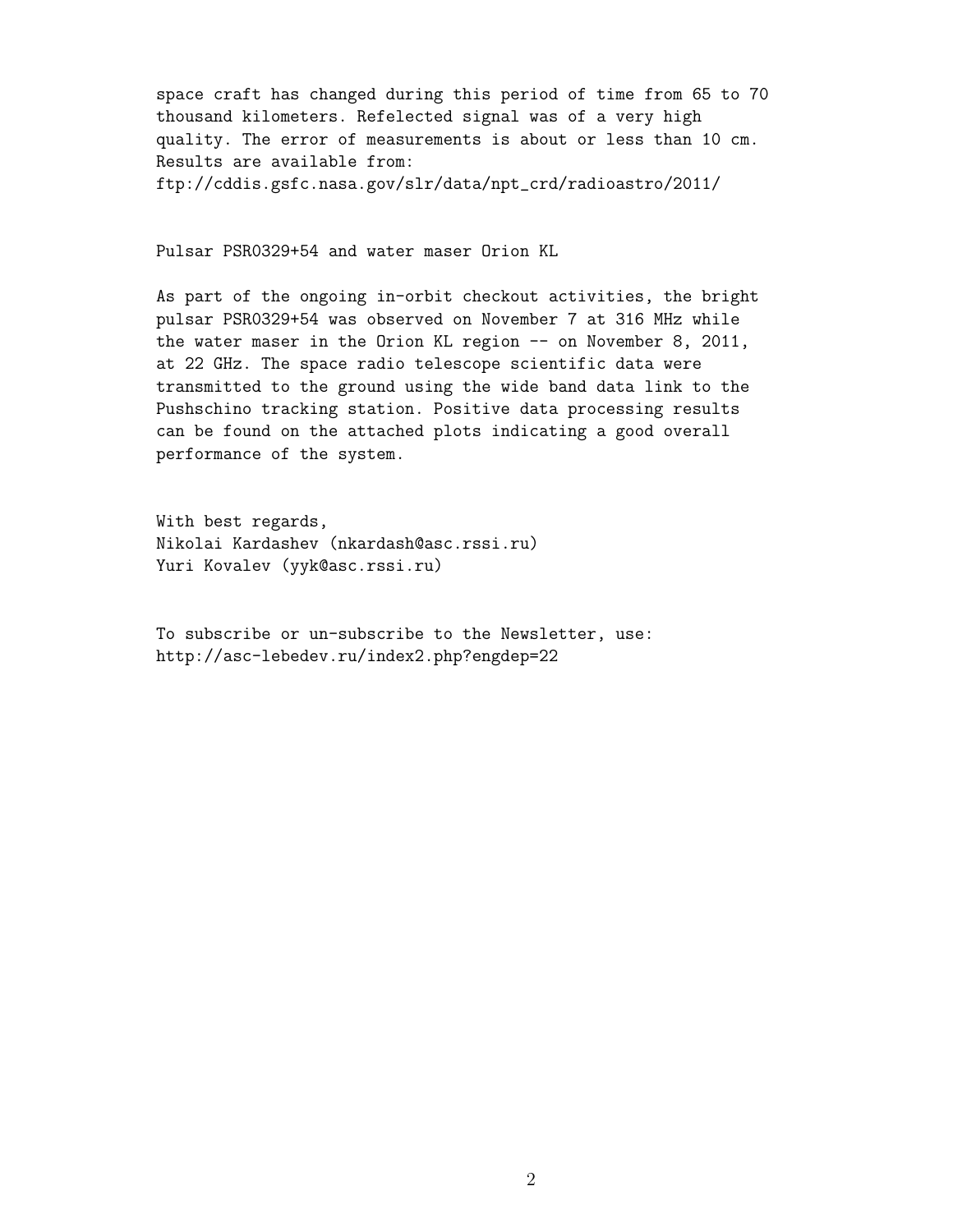space craft has changed during this period of time from 65 to 70 thousand kilometers. Refelected signal was of a very high quality. The error of measurements is about or less than 10 cm. Results are available from:
ftp://cddis.gsfc.nasa.gov/slr/data/npt_crd/radioastro/2011/

Pulsar PSR0329+54 and water maser Orion KL

As part of the ongoing in-orbit checkout activities, the bright pulsar PSR0329+54 was observed on November 7 at 316 MHz while the water maser in the Orion KL region -- on November 8, 2011, at 22 GHz. The space radio telescope scientific data were transmitted to the ground using the wide band data link to the Pushschino tracking station. Positive data processing results can be found on the attached plots indicating a good overall performance of the system.

With best regards,
Nikolai Kardashev (nkardash@asc.rssi.ru)
Yuri Kovalev (yyk@asc.rssi.ru)

To subscribe or un-subscribe to the Newsletter, use:
http://asc-lebedev.ru/index2.php?engdep=22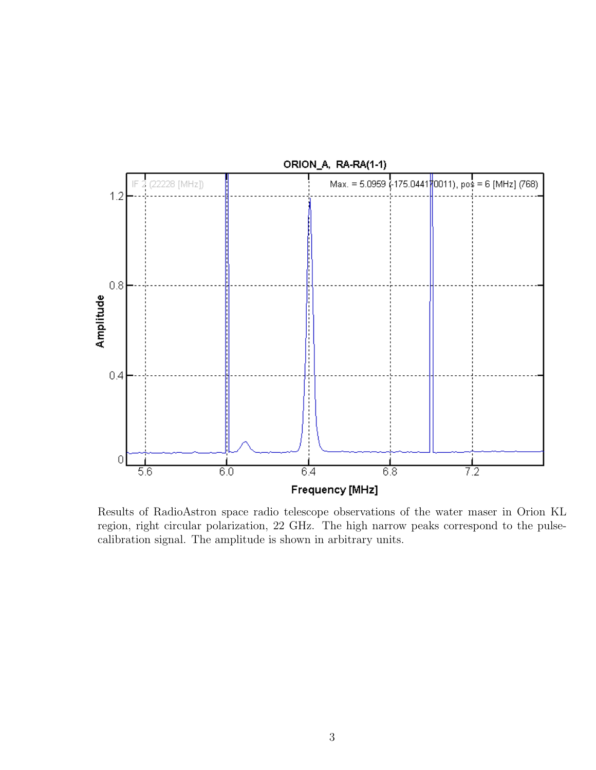Results of RadioAstron space radio telescope observations of the water maser in Orion KL region, right circular polarization, 22 GHz. The high narrow peaks correspond to the pulse-calibration signal. The amplitude is shown in arbitrary units.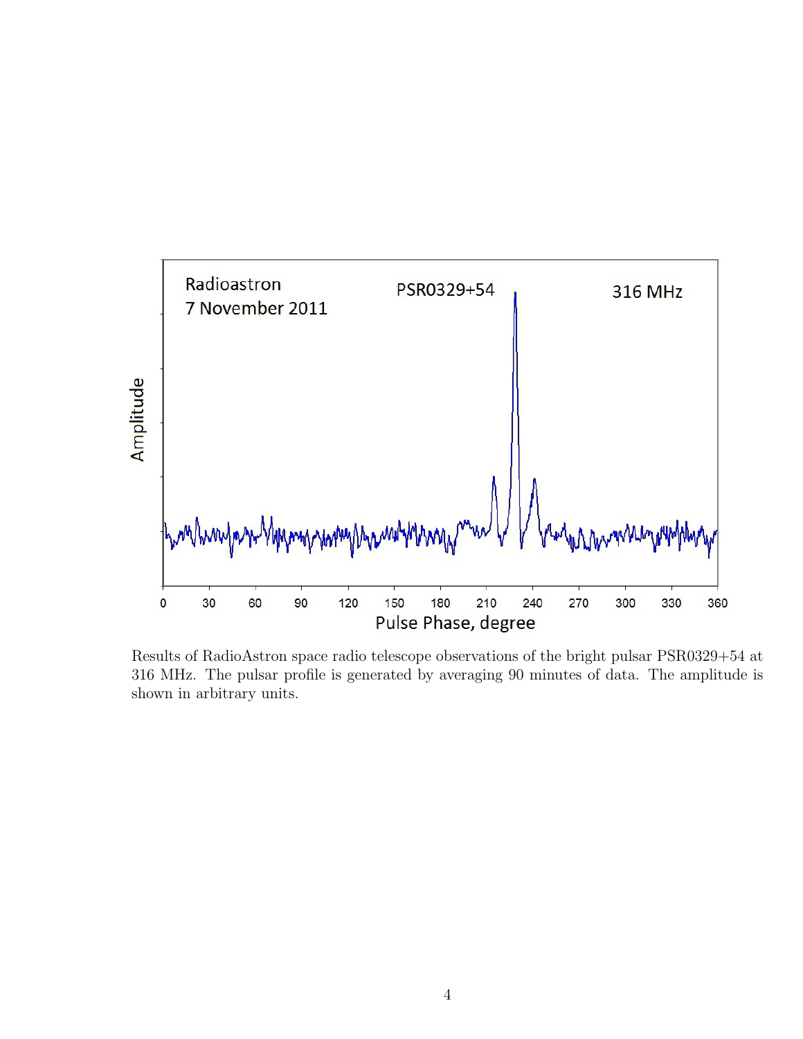Radioastron

7 November 2011

PSR0329+54

316 MHz

Amplitude

0 30 60 90 120 150 180 210 240 270 300 330 360

Pulse Phase, degree

Results of RadioAstron space radio telescope observations of the bright pulsar PSR0329+54 at 316 MHz. The pulsar profile is generated by averaging 90 minutes of data. The amplitude is shown in arbitrary units.